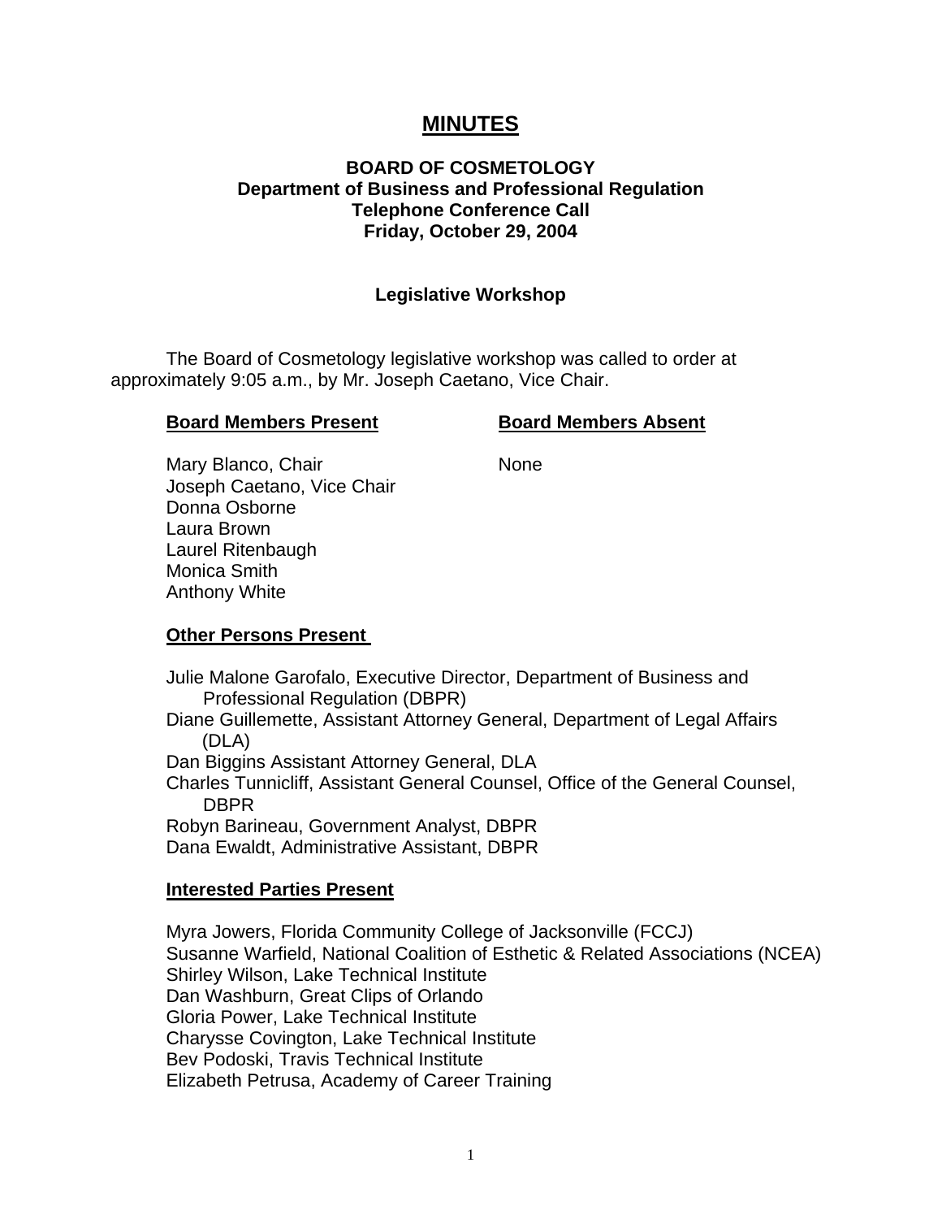# MINUTES

**BOARD OF COSMETOLOGY**
**Department of Business and Professional Regulation**
**Telephone Conference Call**
**Friday, October 29, 2004**

**Legislative Workshop**

The Board of Cosmetology legislative workshop was called to order at approximately 9:05 a.m., by Mr. Joseph Caetano, Vice Chair.

| **Board Members Present** | **Board Members Absent** |
|---|---|
| Mary Blanco, Chair | None |
| Joseph Caetano, Vice Chair | |
| Donna Osborne | |
| Laura Brown | |
| Laurel Ritenbaugh | |
| Monica Smith | |
| Anthony White | |

**Other Persons Present**

Julie Malone Garofalo, Executive Director, Department of Business and Professional Regulation (DBPR)
Diane Guillemette, Assistant Attorney General, Department of Legal Affairs (DLA)
Dan Biggins Assistant Attorney General, DLA
Charles Tunnicliff, Assistant General Counsel, Office of the General Counsel, DBPR
Robyn Barineau, Government Analyst, DBPR
Dana Ewaldt, Administrative Assistant, DBPR

**Interested Parties Present**

Myra Jowers, Florida Community College of Jacksonville (FCCJ)
Susanne Warfield, National Coalition of Esthetic & Related Associations (NCEA)
Shirley Wilson, Lake Technical Institute
Dan Washburn, Great Clips of Orlando
Gloria Power, Lake Technical Institute
Charysse Covington, Lake Technical Institute
Bev Podoski, Travis Technical Institute
Elizabeth Petrusa, Academy of Career Training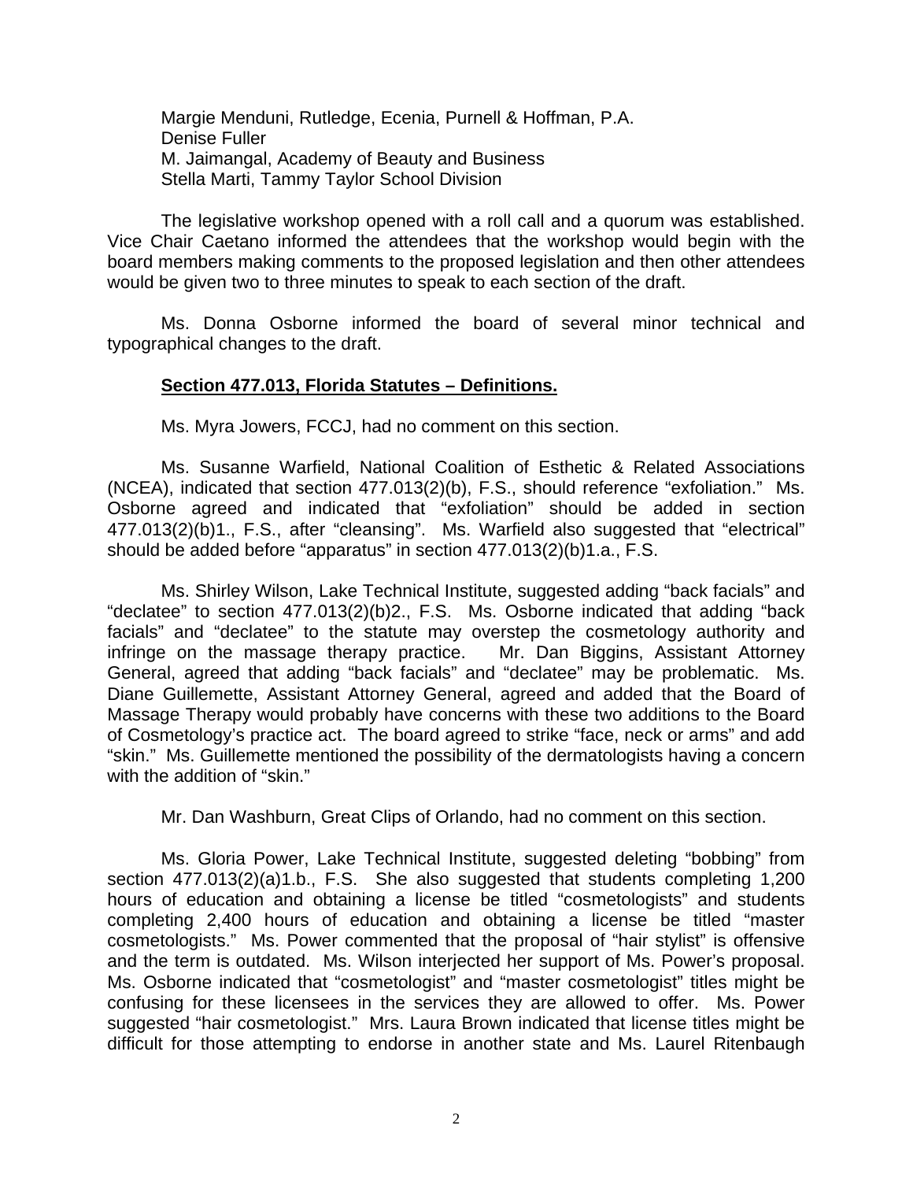Margie Menduni, Rutledge, Ecenia, Purnell & Hoffman, P.A.
Denise Fuller
M. Jaimangal, Academy of Beauty and Business
Stella Marti, Tammy Taylor School Division

The legislative workshop opened with a roll call and a quorum was established. Vice Chair Caetano informed the attendees that the workshop would begin with the board members making comments to the proposed legislation and then other attendees would be given two to three minutes to speak to each section of the draft.

Ms. Donna Osborne informed the board of several minor technical and typographical changes to the draft.

**Section 477.013, Florida Statutes – Definitions.**

Ms. Myra Jowers, FCCJ, had no comment on this section.

Ms. Susanne Warfield, National Coalition of Esthetic & Related Associations (NCEA), indicated that section 477.013(2)(b), F.S., should reference "exfoliation." Ms. Osborne agreed and indicated that "exfoliation" should be added in section 477.013(2)(b)1., F.S., after "cleansing". Ms. Warfield also suggested that "electrical" should be added before "apparatus" in section 477.013(2)(b)1.a., F.S.

Ms. Shirley Wilson, Lake Technical Institute, suggested adding "back facials" and "declatee" to section 477.013(2)(b)2., F.S. Ms. Osborne indicated that adding "back facials" and "declatee" to the statute may overstep the cosmetology authority and infringe on the massage therapy practice. Mr. Dan Biggins, Assistant Attorney General, agreed that adding "back facials" and "declatee" may be problematic. Ms. Diane Guillemette, Assistant Attorney General, agreed and added that the Board of Massage Therapy would probably have concerns with these two additions to the Board of Cosmetology's practice act. The board agreed to strike "face, neck or arms" and add "skin." Ms. Guillemette mentioned the possibility of the dermatologists having a concern with the addition of "skin."

Mr. Dan Washburn, Great Clips of Orlando, had no comment on this section.

Ms. Gloria Power, Lake Technical Institute, suggested deleting "bobbing" from section 477.013(2)(a)1.b., F.S. She also suggested that students completing 1,200 hours of education and obtaining a license be titled "cosmetologists" and students completing 2,400 hours of education and obtaining a license be titled "master cosmetologists." Ms. Power commented that the proposal of "hair stylist" is offensive and the term is outdated. Ms. Wilson interjected her support of Ms. Power's proposal. Ms. Osborne indicated that "cosmetologist" and "master cosmetologist" titles might be confusing for these licensees in the services they are allowed to offer. Ms. Power suggested "hair cosmetologist." Mrs. Laura Brown indicated that license titles might be difficult for those attempting to endorse in another state and Ms. Laurel Ritenbaugh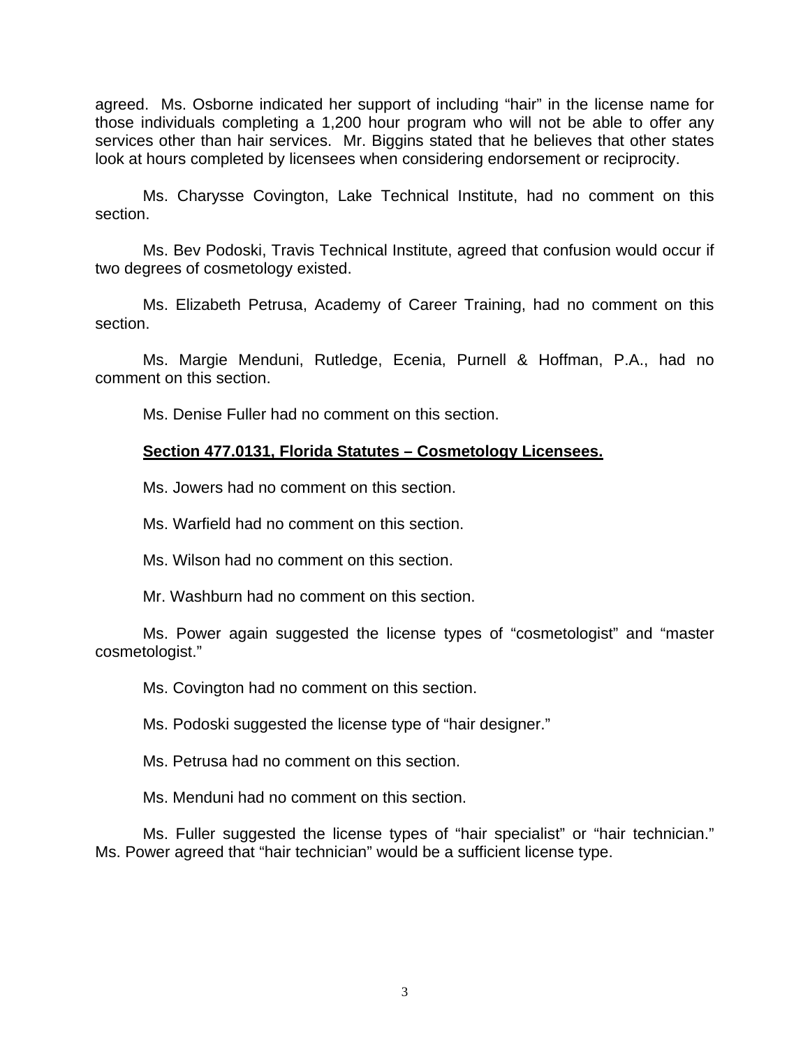agreed. Ms. Osborne indicated her support of including "hair" in the license name for those individuals completing a 1,200 hour program who will not be able to offer any services other than hair services. Mr. Biggins stated that he believes that other states look at hours completed by licensees when considering endorsement or reciprocity.

Ms. Charysse Covington, Lake Technical Institute, had no comment on this section.

Ms. Bev Podoski, Travis Technical Institute, agreed that confusion would occur if two degrees of cosmetology existed.

Ms. Elizabeth Petrusa, Academy of Career Training, had no comment on this section.

Ms. Margie Menduni, Rutledge, Ecenia, Purnell & Hoffman, P.A., had no comment on this section.

Ms. Denise Fuller had no comment on this section.

**Section 477.0131, Florida Statutes – Cosmetology Licensees.**

Ms. Jowers had no comment on this section.

Ms. Warfield had no comment on this section.

Ms. Wilson had no comment on this section.

Mr. Washburn had no comment on this section.

Ms. Power again suggested the license types of "cosmetologist" and "master cosmetologist."

Ms. Covington had no comment on this section.

Ms. Podoski suggested the license type of "hair designer."

Ms. Petrusa had no comment on this section.

Ms. Menduni had no comment on this section.

Ms. Fuller suggested the license types of "hair specialist" or "hair technician." Ms. Power agreed that "hair technician" would be a sufficient license type.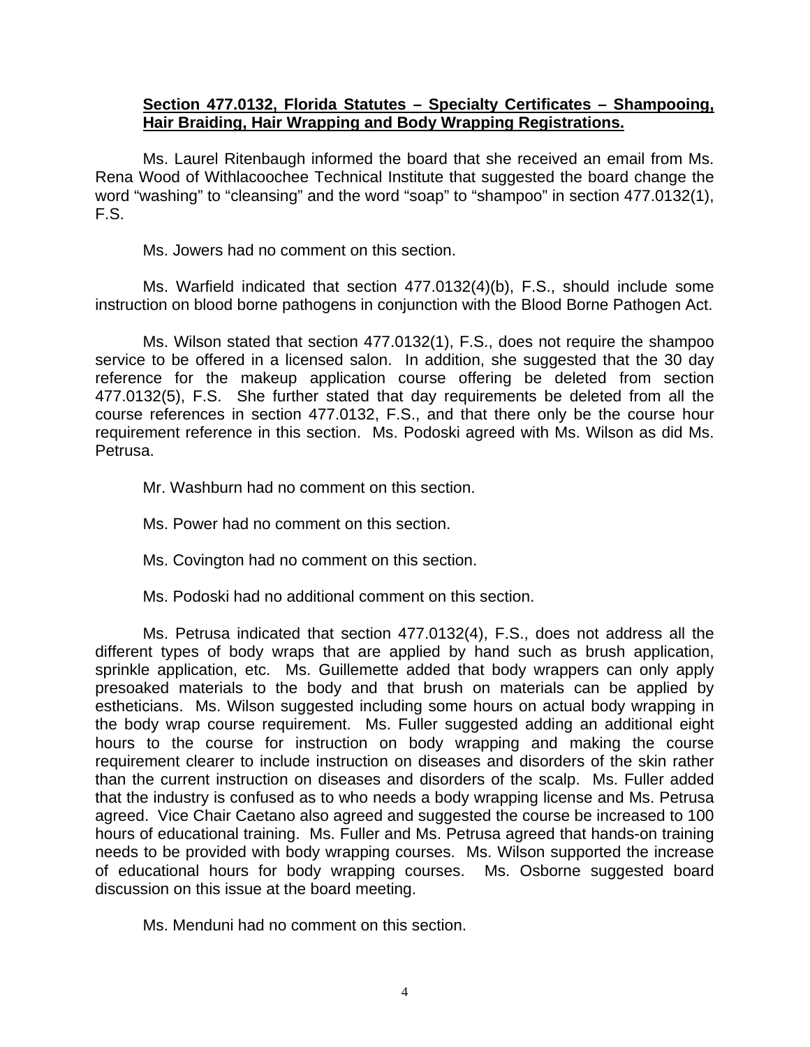**Section 477.0132, Florida Statutes – Specialty Certificates – Shampooing, Hair Braiding, Hair Wrapping and Body Wrapping Registrations.**

Ms. Laurel Ritenbaugh informed the board that she received an email from Ms. Rena Wood of Withlacoochee Technical Institute that suggested the board change the word "washing" to "cleansing" and the word "soap" to "shampoo" in section 477.0132(1), F.S.

Ms. Jowers had no comment on this section.

Ms. Warfield indicated that section 477.0132(4)(b), F.S., should include some instruction on blood borne pathogens in conjunction with the Blood Borne Pathogen Act.

Ms. Wilson stated that section 477.0132(1), F.S., does not require the shampoo service to be offered in a licensed salon. In addition, she suggested that the 30 day reference for the makeup application course offering be deleted from section 477.0132(5), F.S. She further stated that day requirements be deleted from all the course references in section 477.0132, F.S., and that there only be the course hour requirement reference in this section. Ms. Podoski agreed with Ms. Wilson as did Ms. Petrusa.

Mr. Washburn had no comment on this section.

Ms. Power had no comment on this section.

Ms. Covington had no comment on this section.

Ms. Podoski had no additional comment on this section.

Ms. Petrusa indicated that section 477.0132(4), F.S., does not address all the different types of body wraps that are applied by hand such as brush application, sprinkle application, etc. Ms. Guillemette added that body wrappers can only apply presoaked materials to the body and that brush on materials can be applied by estheticians. Ms. Wilson suggested including some hours on actual body wrapping in the body wrap course requirement. Ms. Fuller suggested adding an additional eight hours to the course for instruction on body wrapping and making the course requirement clearer to include instruction on diseases and disorders of the skin rather than the current instruction on diseases and disorders of the scalp. Ms. Fuller added that the industry is confused as to who needs a body wrapping license and Ms. Petrusa agreed. Vice Chair Caetano also agreed and suggested the course be increased to 100 hours of educational training. Ms. Fuller and Ms. Petrusa agreed that hands-on training needs to be provided with body wrapping courses. Ms. Wilson supported the increase of educational hours for body wrapping courses. Ms. Osborne suggested board discussion on this issue at the board meeting.

Ms. Menduni had no comment on this section.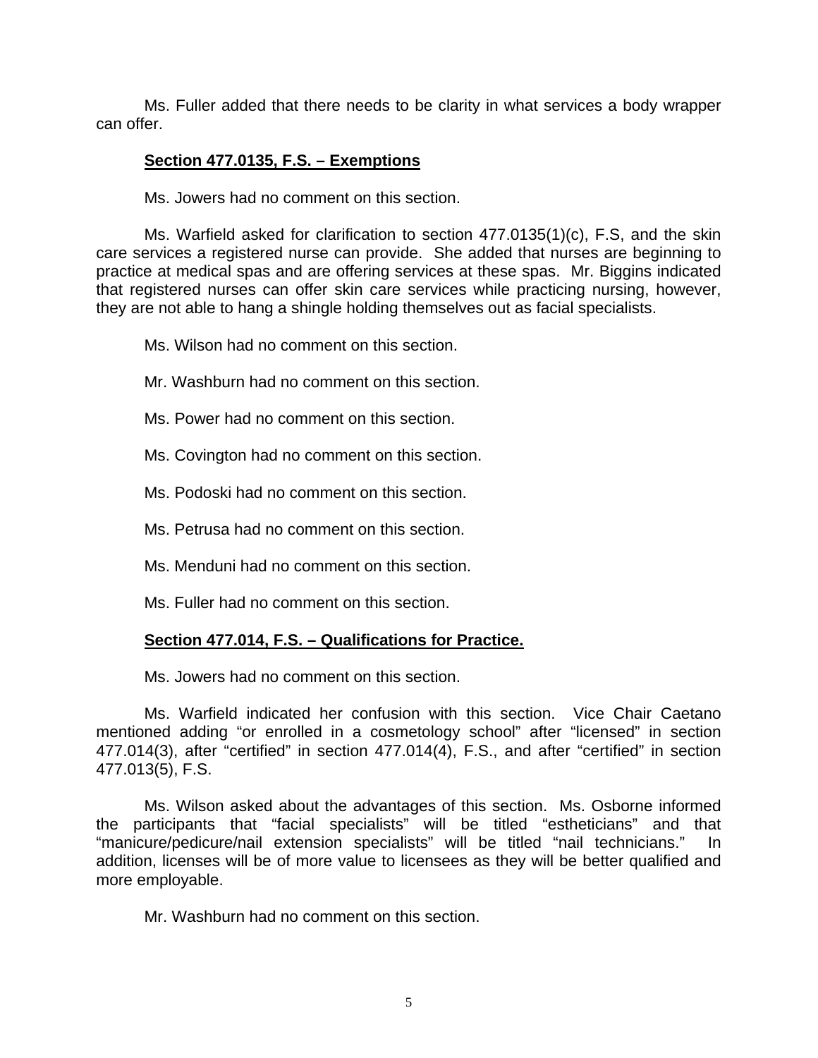Ms. Fuller added that there needs to be clarity in what services a body wrapper can offer.

**Section 477.0135, F.S. – Exemptions**

Ms. Jowers had no comment on this section.

Ms. Warfield asked for clarification to section 477.0135(1)(c), F.S, and the skin care services a registered nurse can provide. She added that nurses are beginning to practice at medical spas and are offering services at these spas. Mr. Biggins indicated that registered nurses can offer skin care services while practicing nursing, however, they are not able to hang a shingle holding themselves out as facial specialists.

Ms. Wilson had no comment on this section.

Mr. Washburn had no comment on this section.

Ms. Power had no comment on this section.

Ms. Covington had no comment on this section.

Ms. Podoski had no comment on this section.

Ms. Petrusa had no comment on this section.

Ms. Menduni had no comment on this section.

Ms. Fuller had no comment on this section.

**Section 477.014, F.S. – Qualifications for Practice.**

Ms. Jowers had no comment on this section.

Ms. Warfield indicated her confusion with this section. Vice Chair Caetano mentioned adding "or enrolled in a cosmetology school" after "licensed" in section 477.014(3), after "certified" in section 477.014(4), F.S., and after "certified" in section 477.013(5), F.S.

Ms. Wilson asked about the advantages of this section. Ms. Osborne informed the participants that "facial specialists" will be titled "estheticians" and that "manicure/pedicure/nail extension specialists" will be titled "nail technicians." In addition, licenses will be of more value to licensees as they will be better qualified and more employable.

Mr. Washburn had no comment on this section.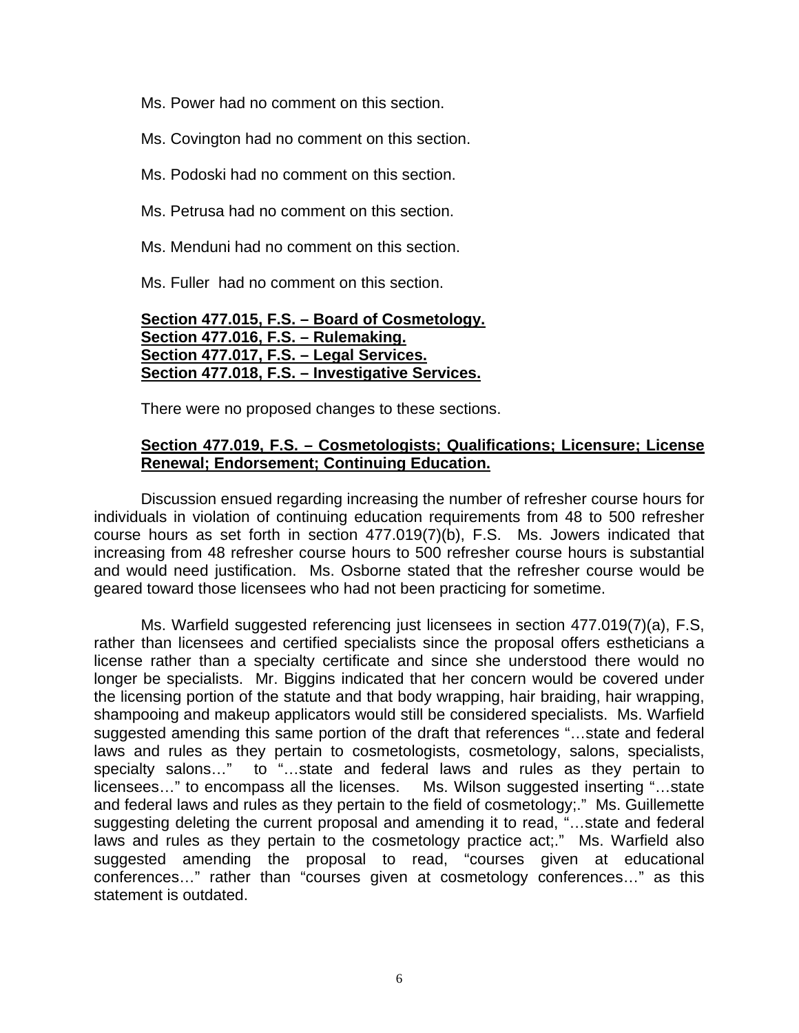Ms. Power had no comment on this section.

Ms. Covington had no comment on this section.

Ms. Podoski had no comment on this section.

Ms. Petrusa had no comment on this section.

Ms. Menduni had no comment on this section.

Ms. Fuller had no comment on this section.

**Section 477.015, F.S. – Board of Cosmetology.**
**Section 477.016, F.S. – Rulemaking.**
**Section 477.017, F.S. – Legal Services.**
**Section 477.018, F.S. – Investigative Services.**

There were no proposed changes to these sections.

**Section 477.019, F.S. – Cosmetologists; Qualifications; Licensure; License Renewal; Endorsement; Continuing Education.**

Discussion ensued regarding increasing the number of refresher course hours for individuals in violation of continuing education requirements from 48 to 500 refresher course hours as set forth in section 477.019(7)(b), F.S. Ms. Jowers indicated that increasing from 48 refresher course hours to 500 refresher course hours is substantial and would need justification. Ms. Osborne stated that the refresher course would be geared toward those licensees who had not been practicing for sometime.

Ms. Warfield suggested referencing just licensees in section 477.019(7)(a), F.S, rather than licensees and certified specialists since the proposal offers estheticians a license rather than a specialty certificate and since she understood there would no longer be specialists. Mr. Biggins indicated that her concern would be covered under the licensing portion of the statute and that body wrapping, hair braiding, hair wrapping, shampooing and makeup applicators would still be considered specialists. Ms. Warfield suggested amending this same portion of the draft that references "…state and federal laws and rules as they pertain to cosmetologists, cosmetology, salons, specialists, specialty salons…" to "…state and federal laws and rules as they pertain to licensees…" to encompass all the licenses. Ms. Wilson suggested inserting "…state and federal laws and rules as they pertain to the field of cosmetology;." Ms. Guillemette suggesting deleting the current proposal and amending it to read, "…state and federal laws and rules as they pertain to the cosmetology practice act;." Ms. Warfield also suggested amending the proposal to read, "courses given at educational conferences…" rather than "courses given at cosmetology conferences…" as this statement is outdated.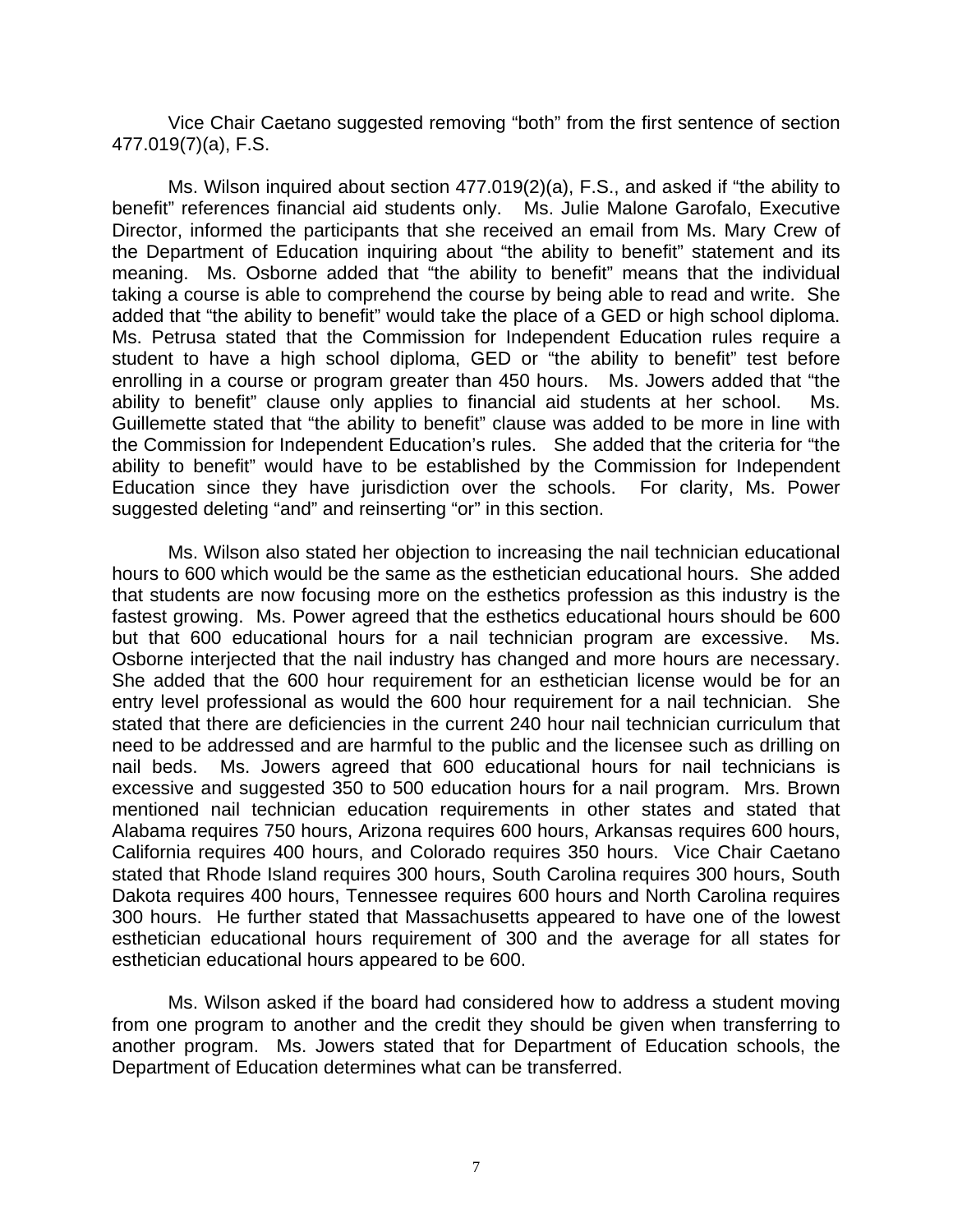Vice Chair Caetano suggested removing "both" from the first sentence of section 477.019(7)(a), F.S.

Ms. Wilson inquired about section 477.019(2)(a), F.S., and asked if "the ability to benefit" references financial aid students only. Ms. Julie Malone Garofalo, Executive Director, informed the participants that she received an email from Ms. Mary Crew of the Department of Education inquiring about "the ability to benefit" statement and its meaning. Ms. Osborne added that "the ability to benefit" means that the individual taking a course is able to comprehend the course by being able to read and write. She added that "the ability to benefit" would take the place of a GED or high school diploma. Ms. Petrusa stated that the Commission for Independent Education rules require a student to have a high school diploma, GED or "the ability to benefit" test before enrolling in a course or program greater than 450 hours. Ms. Jowers added that "the ability to benefit" clause only applies to financial aid students at her school. Ms. Guillemette stated that "the ability to benefit" clause was added to be more in line with the Commission for Independent Education's rules. She added that the criteria for "the ability to benefit" would have to be established by the Commission for Independent Education since they have jurisdiction over the schools. For clarity, Ms. Power suggested deleting "and" and reinserting "or" in this section.

Ms. Wilson also stated her objection to increasing the nail technician educational hours to 600 which would be the same as the esthetician educational hours. She added that students are now focusing more on the esthetics profession as this industry is the fastest growing. Ms. Power agreed that the esthetics educational hours should be 600 but that 600 educational hours for a nail technician program are excessive. Ms. Osborne interjected that the nail industry has changed and more hours are necessary. She added that the 600 hour requirement for an esthetician license would be for an entry level professional as would the 600 hour requirement for a nail technician. She stated that there are deficiencies in the current 240 hour nail technician curriculum that need to be addressed and are harmful to the public and the licensee such as drilling on nail beds. Ms. Jowers agreed that 600 educational hours for nail technicians is excessive and suggested 350 to 500 education hours for a nail program. Mrs. Brown mentioned nail technician education requirements in other states and stated that Alabama requires 750 hours, Arizona requires 600 hours, Arkansas requires 600 hours, California requires 400 hours, and Colorado requires 350 hours. Vice Chair Caetano stated that Rhode Island requires 300 hours, South Carolina requires 300 hours, South Dakota requires 400 hours, Tennessee requires 600 hours and North Carolina requires 300 hours. He further stated that Massachusetts appeared to have one of the lowest esthetician educational hours requirement of 300 and the average for all states for esthetician educational hours appeared to be 600.

Ms. Wilson asked if the board had considered how to address a student moving from one program to another and the credit they should be given when transferring to another program. Ms. Jowers stated that for Department of Education schools, the Department of Education determines what can be transferred.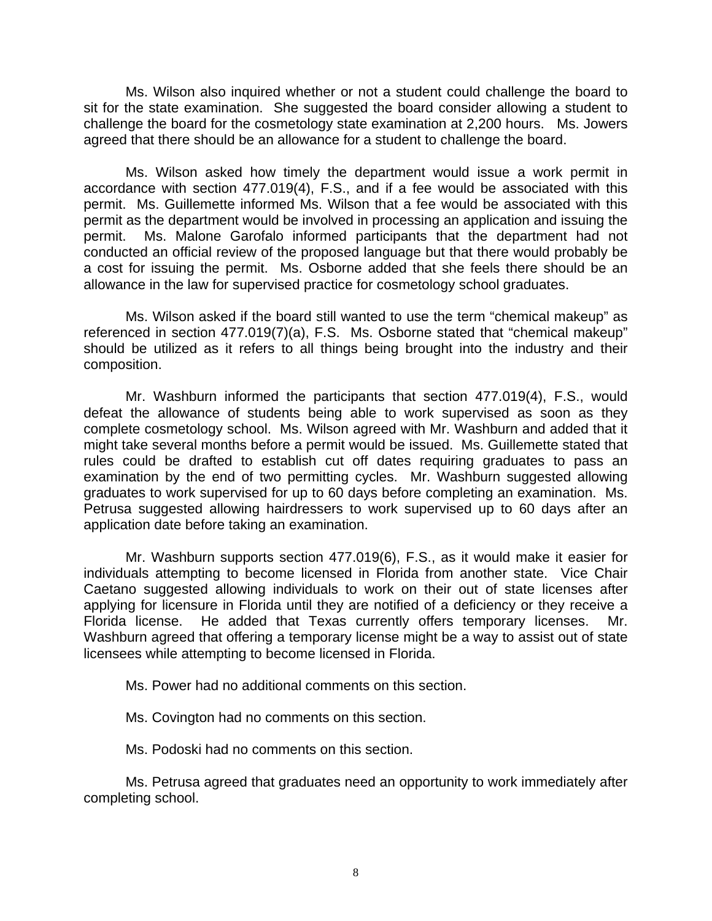Ms. Wilson also inquired whether or not a student could challenge the board to sit for the state examination. She suggested the board consider allowing a student to challenge the board for the cosmetology state examination at 2,200 hours. Ms. Jowers agreed that there should be an allowance for a student to challenge the board.

Ms. Wilson asked how timely the department would issue a work permit in accordance with section 477.019(4), F.S., and if a fee would be associated with this permit. Ms. Guillemette informed Ms. Wilson that a fee would be associated with this permit as the department would be involved in processing an application and issuing the permit. Ms. Malone Garofalo informed participants that the department had not conducted an official review of the proposed language but that there would probably be a cost for issuing the permit. Ms. Osborne added that she feels there should be an allowance in the law for supervised practice for cosmetology school graduates.

Ms. Wilson asked if the board still wanted to use the term "chemical makeup" as referenced in section 477.019(7)(a), F.S. Ms. Osborne stated that "chemical makeup" should be utilized as it refers to all things being brought into the industry and their composition.

Mr. Washburn informed the participants that section 477.019(4), F.S., would defeat the allowance of students being able to work supervised as soon as they complete cosmetology school. Ms. Wilson agreed with Mr. Washburn and added that it might take several months before a permit would be issued. Ms. Guillemette stated that rules could be drafted to establish cut off dates requiring graduates to pass an examination by the end of two permitting cycles. Mr. Washburn suggested allowing graduates to work supervised for up to 60 days before completing an examination. Ms. Petrusa suggested allowing hairdressers to work supervised up to 60 days after an application date before taking an examination.

Mr. Washburn supports section 477.019(6), F.S., as it would make it easier for individuals attempting to become licensed in Florida from another state. Vice Chair Caetano suggested allowing individuals to work on their out of state licenses after applying for licensure in Florida until they are notified of a deficiency or they receive a Florida license. He added that Texas currently offers temporary licenses. Mr. Washburn agreed that offering a temporary license might be a way to assist out of state licensees while attempting to become licensed in Florida.

Ms. Power had no additional comments on this section.

Ms. Covington had no comments on this section.

Ms. Podoski had no comments on this section.

Ms. Petrusa agreed that graduates need an opportunity to work immediately after completing school.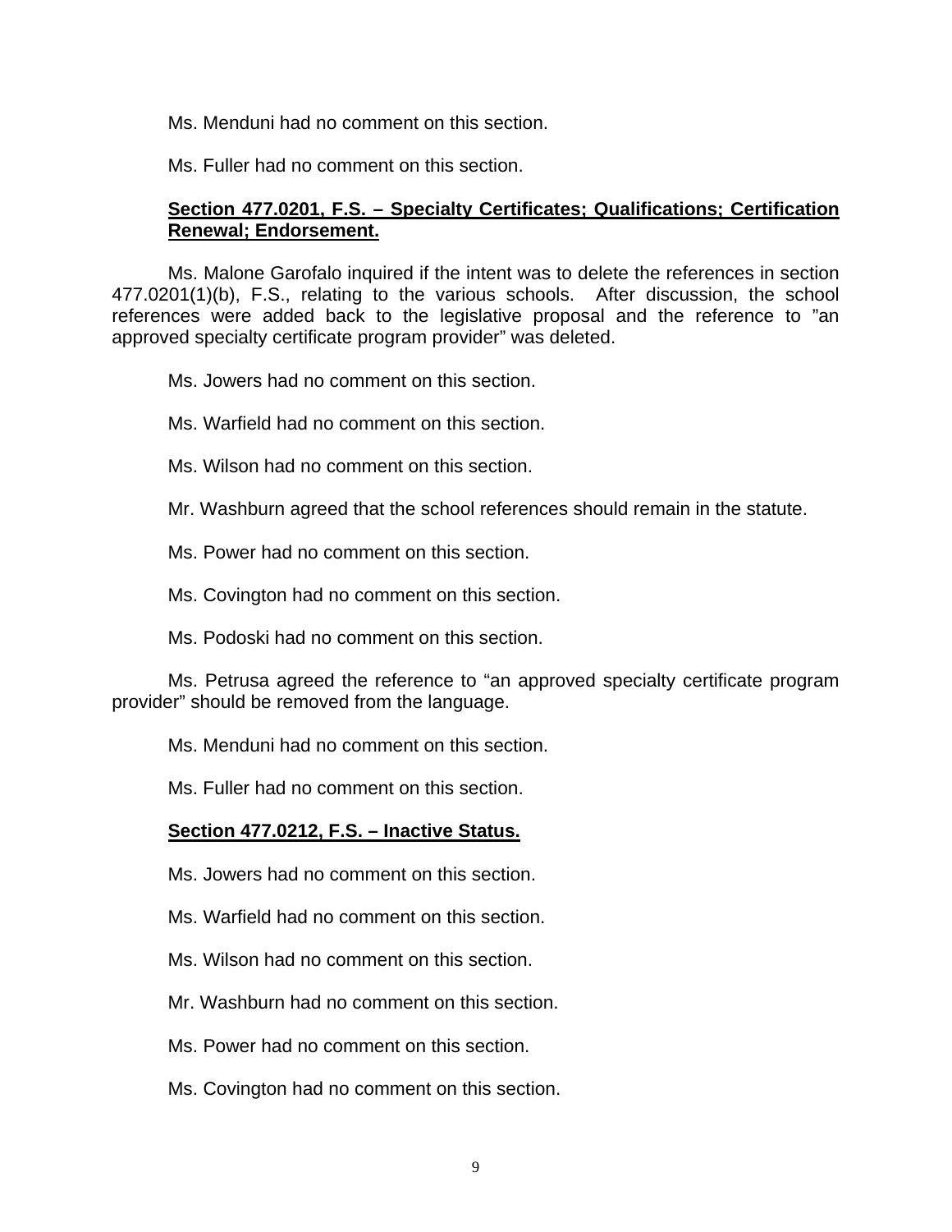Ms. Menduni had no comment on this section.

Ms. Fuller had no comment on this section.

**Section 477.0201, F.S. – Specialty Certificates; Qualifications; Certification Renewal; Endorsement.**

Ms. Malone Garofalo inquired if the intent was to delete the references in section 477.0201(1)(b), F.S., relating to the various schools. After discussion, the school references were added back to the legislative proposal and the reference to "an approved specialty certificate program provider" was deleted.

Ms. Jowers had no comment on this section.

Ms. Warfield had no comment on this section.

Ms. Wilson had no comment on this section.

Mr. Washburn agreed that the school references should remain in the statute.

Ms. Power had no comment on this section.

Ms. Covington had no comment on this section.

Ms. Podoski had no comment on this section.

Ms. Petrusa agreed the reference to "an approved specialty certificate program provider" should be removed from the language.

Ms. Menduni had no comment on this section.

Ms. Fuller had no comment on this section.

**Section 477.0212, F.S. – Inactive Status.**

Ms. Jowers had no comment on this section.

Ms. Warfield had no comment on this section.

Ms. Wilson had no comment on this section.

Mr. Washburn had no comment on this section.

Ms. Power had no comment on this section.

Ms. Covington had no comment on this section.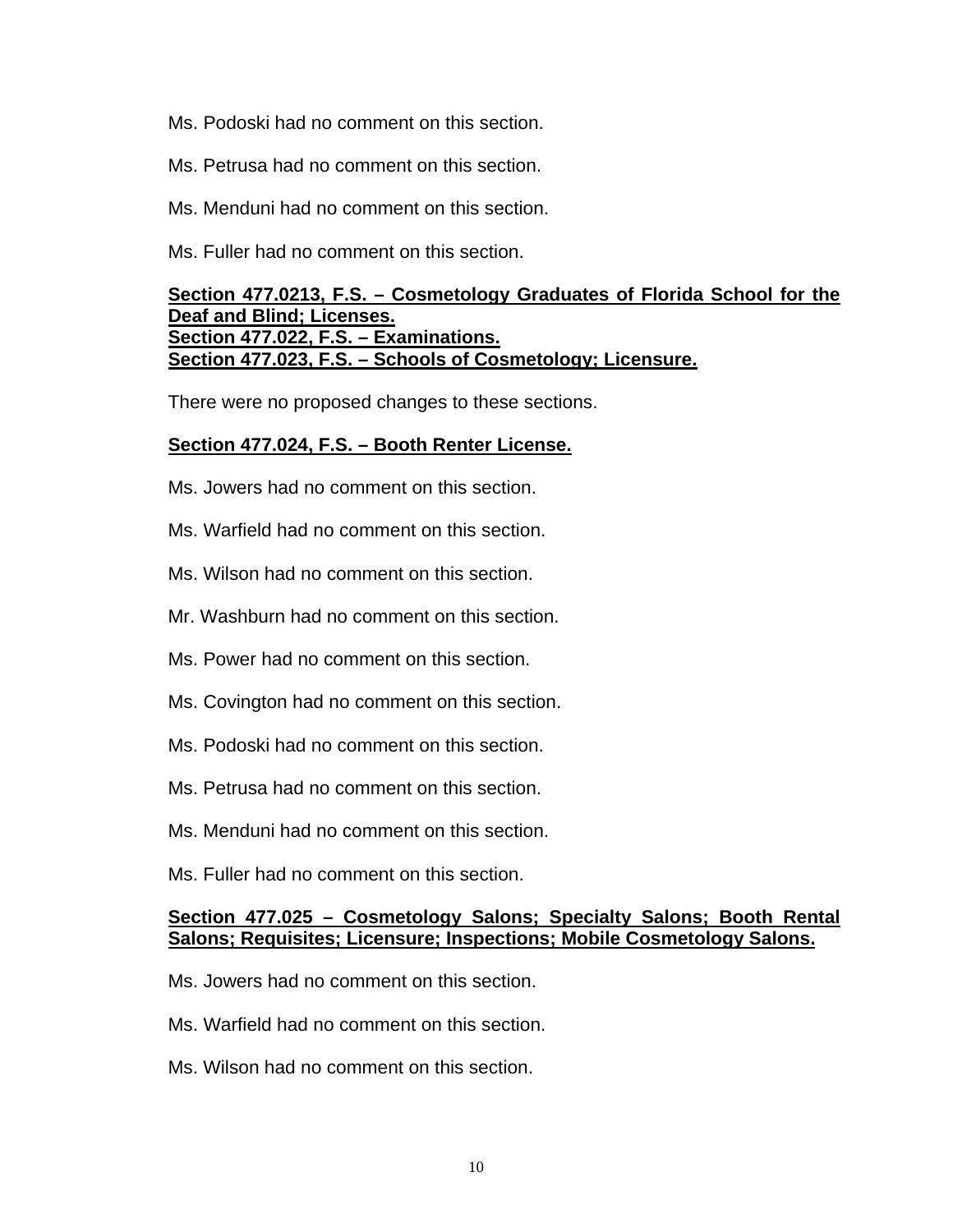Ms. Podoski had no comment on this section.

Ms. Petrusa had no comment on this section.

Ms. Menduni had no comment on this section.

Ms. Fuller had no comment on this section.

**<u>Section 477.0213, F.S. – Cosmetology Graduates of Florida School for the Deaf and Blind; Licenses.</u>**
**<u>Section 477.022, F.S. – Examinations.</u>**
**<u>Section 477.023, F.S. – Schools of Cosmetology; Licensure.</u>**

There were no proposed changes to these sections.

**<u>Section 477.024, F.S. – Booth Renter License.</u>**

Ms. Jowers had no comment on this section.

Ms. Warfield had no comment on this section.

Ms. Wilson had no comment on this section.

Mr. Washburn had no comment on this section.

Ms. Power had no comment on this section.

Ms. Covington had no comment on this section.

Ms. Podoski had no comment on this section.

Ms. Petrusa had no comment on this section.

Ms. Menduni had no comment on this section.

Ms. Fuller had no comment on this section.

**<u>Section 477.025 – Cosmetology Salons; Specialty Salons; Booth Rental Salons; Requisites; Licensure; Inspections; Mobile Cosmetology Salons.</u>**

Ms. Jowers had no comment on this section.

Ms. Warfield had no comment on this section.

Ms. Wilson had no comment on this section.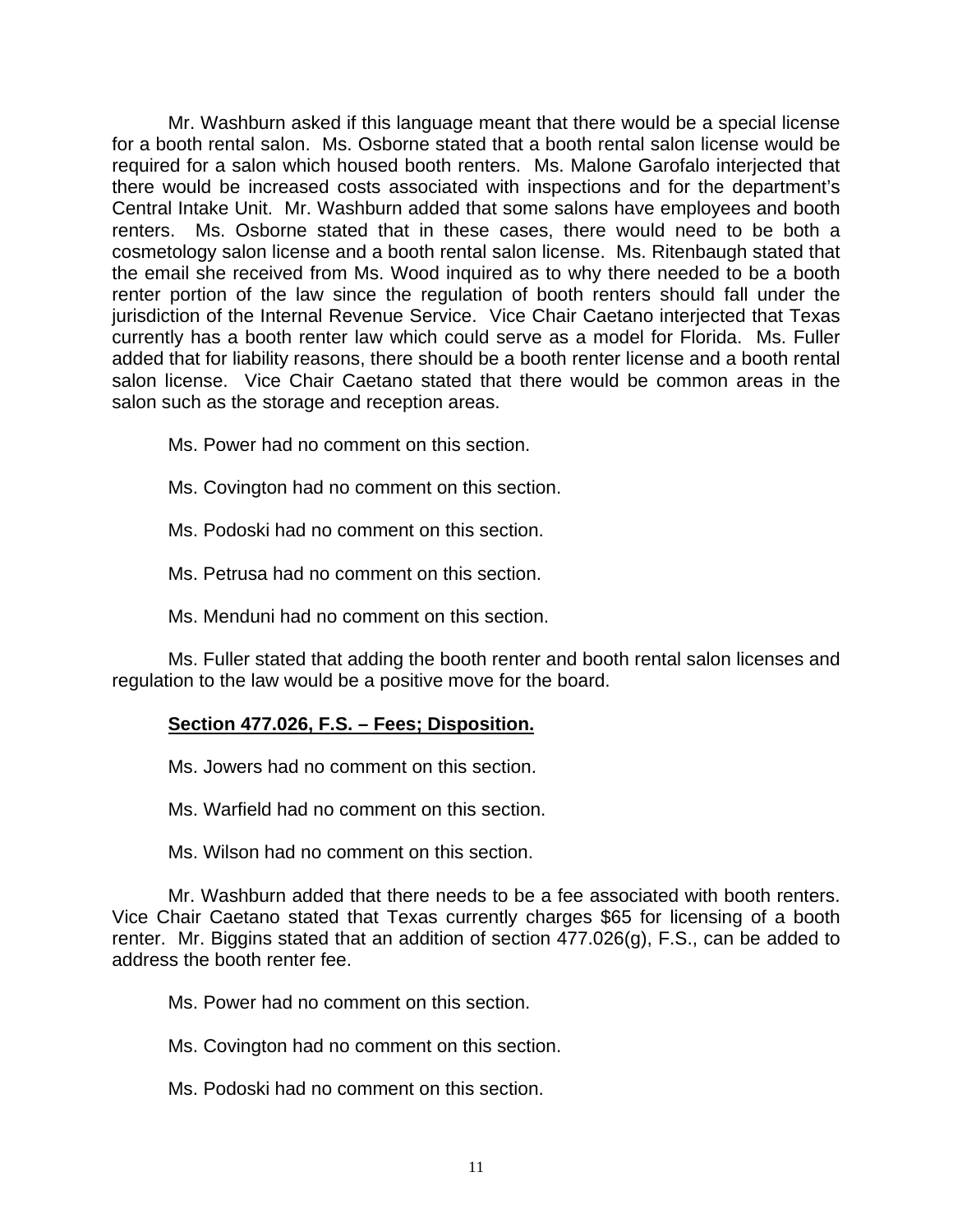Mr. Washburn asked if this language meant that there would be a special license for a booth rental salon. Ms. Osborne stated that a booth rental salon license would be required for a salon which housed booth renters. Ms. Malone Garofalo interjected that there would be increased costs associated with inspections and for the department's Central Intake Unit. Mr. Washburn added that some salons have employees and booth renters. Ms. Osborne stated that in these cases, there would need to be both a cosmetology salon license and a booth rental salon license. Ms. Ritenbaugh stated that the email she received from Ms. Wood inquired as to why there needed to be a booth renter portion of the law since the regulation of booth renters should fall under the jurisdiction of the Internal Revenue Service. Vice Chair Caetano interjected that Texas currently has a booth renter law which could serve as a model for Florida. Ms. Fuller added that for liability reasons, there should be a booth renter license and a booth rental salon license. Vice Chair Caetano stated that there would be common areas in the salon such as the storage and reception areas.

Ms. Power had no comment on this section.

Ms. Covington had no comment on this section.

Ms. Podoski had no comment on this section.

Ms. Petrusa had no comment on this section.

Ms. Menduni had no comment on this section.

Ms. Fuller stated that adding the booth renter and booth rental salon licenses and regulation to the law would be a positive move for the board.

**Section 477.026, F.S. – Fees; Disposition.**

Ms. Jowers had no comment on this section.

Ms. Warfield had no comment on this section.

Ms. Wilson had no comment on this section.

Mr. Washburn added that there needs to be a fee associated with booth renters. Vice Chair Caetano stated that Texas currently charges $65 for licensing of a booth renter. Mr. Biggins stated that an addition of section 477.026(g), F.S., can be added to address the booth renter fee.

Ms. Power had no comment on this section.

Ms. Covington had no comment on this section.

Ms. Podoski had no comment on this section.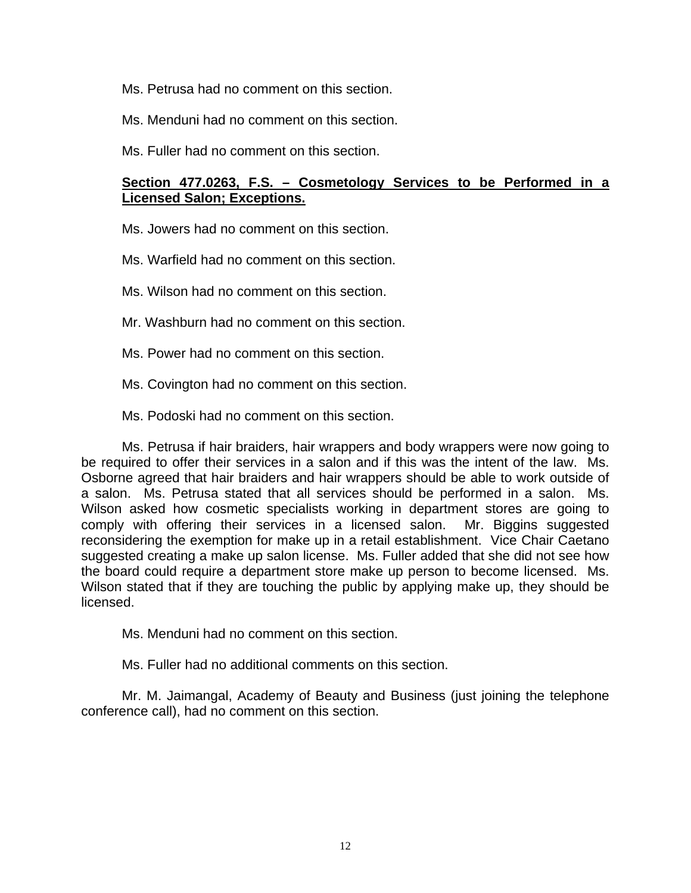Ms. Petrusa had no comment on this section.

Ms. Menduni had no comment on this section.

Ms. Fuller had no comment on this section.

**Section 477.0263, F.S. – Cosmetology Services to be Performed in a Licensed Salon; Exceptions.**

Ms. Jowers had no comment on this section.

Ms. Warfield had no comment on this section.

Ms. Wilson had no comment on this section.

Mr. Washburn had no comment on this section.

Ms. Power had no comment on this section.

Ms. Covington had no comment on this section.

Ms. Podoski had no comment on this section.

Ms. Petrusa if hair braiders, hair wrappers and body wrappers were now going to be required to offer their services in a salon and if this was the intent of the law. Ms. Osborne agreed that hair braiders and hair wrappers should be able to work outside of a salon. Ms. Petrusa stated that all services should be performed in a salon. Ms. Wilson asked how cosmetic specialists working in department stores are going to comply with offering their services in a licensed salon. Mr. Biggins suggested reconsidering the exemption for make up in a retail establishment. Vice Chair Caetano suggested creating a make up salon license. Ms. Fuller added that she did not see how the board could require a department store make up person to become licensed. Ms. Wilson stated that if they are touching the public by applying make up, they should be licensed.

Ms. Menduni had no comment on this section.

Ms. Fuller had no additional comments on this section.

Mr. M. Jaimangal, Academy of Beauty and Business (just joining the telephone conference call), had no comment on this section.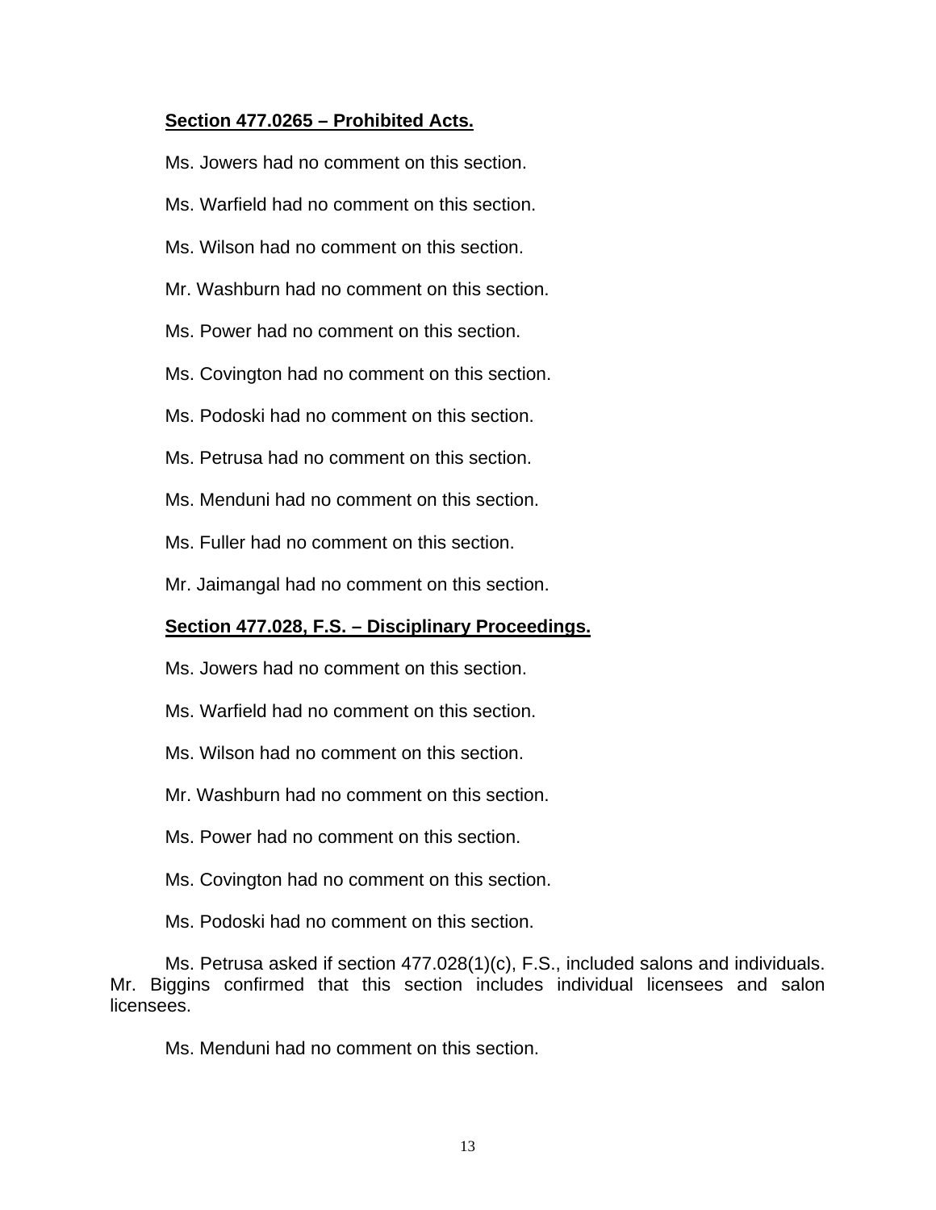**Section 477.0265 – Prohibited Acts.**

Ms. Jowers had no comment on this section.

Ms. Warfield had no comment on this section.

Ms. Wilson had no comment on this section.

Mr. Washburn had no comment on this section.

Ms. Power had no comment on this section.

Ms. Covington had no comment on this section.

Ms. Podoski had no comment on this section.

Ms. Petrusa had no comment on this section.

Ms. Menduni had no comment on this section.

Ms. Fuller had no comment on this section.

Mr. Jaimangal had no comment on this section.

**Section 477.028, F.S. – Disciplinary Proceedings.**

Ms. Jowers had no comment on this section.

Ms. Warfield had no comment on this section.

Ms. Wilson had no comment on this section.

Mr. Washburn had no comment on this section.

Ms. Power had no comment on this section.

Ms. Covington had no comment on this section.

Ms. Podoski had no comment on this section.

Ms. Petrusa asked if section 477.028(1)(c), F.S., included salons and individuals. Mr. Biggins confirmed that this section includes individual licensees and salon licensees.

Ms. Menduni had no comment on this section.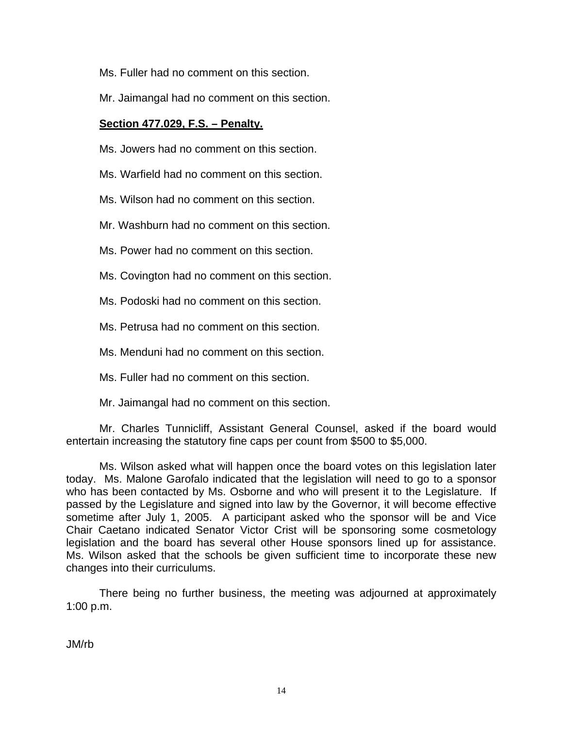Ms. Fuller had no comment on this section.

Mr. Jaimangal had no comment on this section.

**Section 477.029, F.S. – Penalty.**

Ms. Jowers had no comment on this section.

Ms. Warfield had no comment on this section.

Ms. Wilson had no comment on this section.

Mr. Washburn had no comment on this section.

Ms. Power had no comment on this section.

Ms. Covington had no comment on this section.

Ms. Podoski had no comment on this section.

Ms. Petrusa had no comment on this section.

Ms. Menduni had no comment on this section.

Ms. Fuller had no comment on this section.

Mr. Jaimangal had no comment on this section.

Mr. Charles Tunnicliff, Assistant General Counsel, asked if the board would entertain increasing the statutory fine caps per count from $500 to $5,000.

Ms. Wilson asked what will happen once the board votes on this legislation later today. Ms. Malone Garofalo indicated that the legislation will need to go to a sponsor who has been contacted by Ms. Osborne and who will present it to the Legislature. If passed by the Legislature and signed into law by the Governor, it will become effective sometime after July 1, 2005. A participant asked who the sponsor will be and Vice Chair Caetano indicated Senator Victor Crist will be sponsoring some cosmetology legislation and the board has several other House sponsors lined up for assistance. Ms. Wilson asked that the schools be given sufficient time to incorporate these new changes into their curriculums.

There being no further business, the meeting was adjourned at approximately 1:00 p.m.

JM/rb